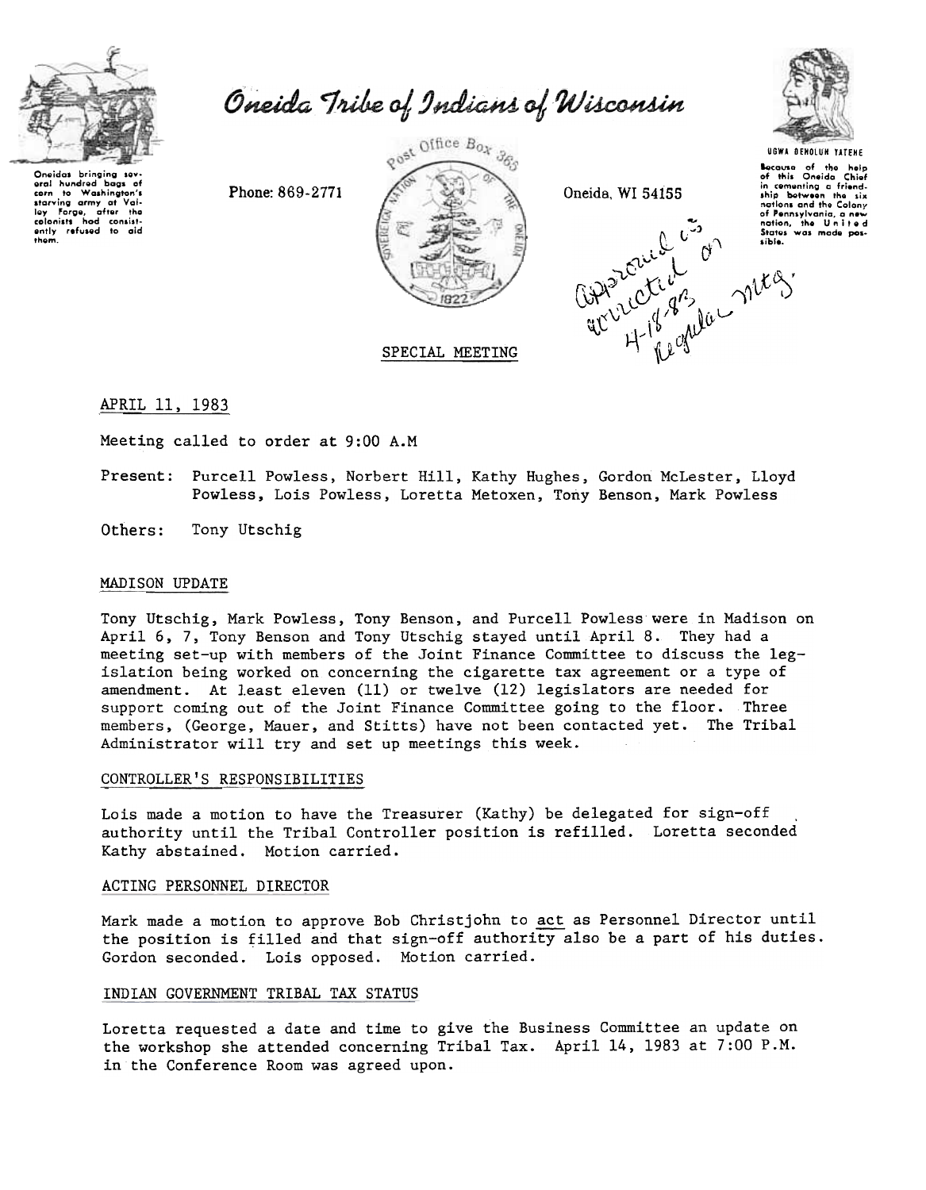# Oneida Tribe of Indians of Wisconsin

Oneidas bringing several hundred bags of corn to Washington's starving army at Valley Forge, after the colonists had consistently refused to aid them.

Phone: 869-2771

Post Office Box 365

Oneida, WI 54155

UGWA DEHOLUN YATEHE

Because of the help of this Oneida Chief in cementing a friendship between the six nations and the Colony of Pennsylvania, a new nation, the United States was made possible.

Approved as corrected on 4-18-83 Regular mtg.

SPECIAL MEETING

APRIL 11, 1983

Meeting called to order at 9:00 A.M

Present: Purcell Powless, Norbert Hill, Kathy Hughes, Gordon McLester, Lloyd Powless, Lois Powless, Loretta Metoxen, Tony Benson, Mark Powless

Others: Tony Utschig

## MADISON UPDATE

Tony Utschig, Mark Powless, Tony Benson, and Purcell Powless were in Madison on April 6, 7, Tony Benson and Tony Utschig stayed until April 8. They had a meeting set-up with members of the Joint Finance Committee to discuss the legislation being worked on concerning the cigarette tax agreement or a type of amendment. At least eleven (11) or twelve (12) legislators are needed for support coming out of the Joint Finance Committee going to the floor. Three members, (George, Mauer, and Stitts) have not been contacted yet. The Tribal Administrator will try and set up meetings this week.

## CONTROLLER'S RESPONSIBILITIES

Lois made a motion to have the Treasurer (Kathy) be delegated for sign-off authority until the Tribal Controller position is refilled. Loretta seconded Kathy abstained. Motion carried.

## ACTING PERSONNEL DIRECTOR

Mark made a motion to approve Bob Christjohn to act as Personnel Director until the position is filled and that sign-off authority also be a part of his duties. Gordon seconded. Lois opposed. Motion carried.

## INDIAN GOVERNMENT TRIBAL TAX STATUS

Loretta requested a date and time to give the Business Committee an update on the workshop she attended concerning Tribal Tax. April 14, 1983 at 7:00 P.M. in the Conference Room was agreed upon.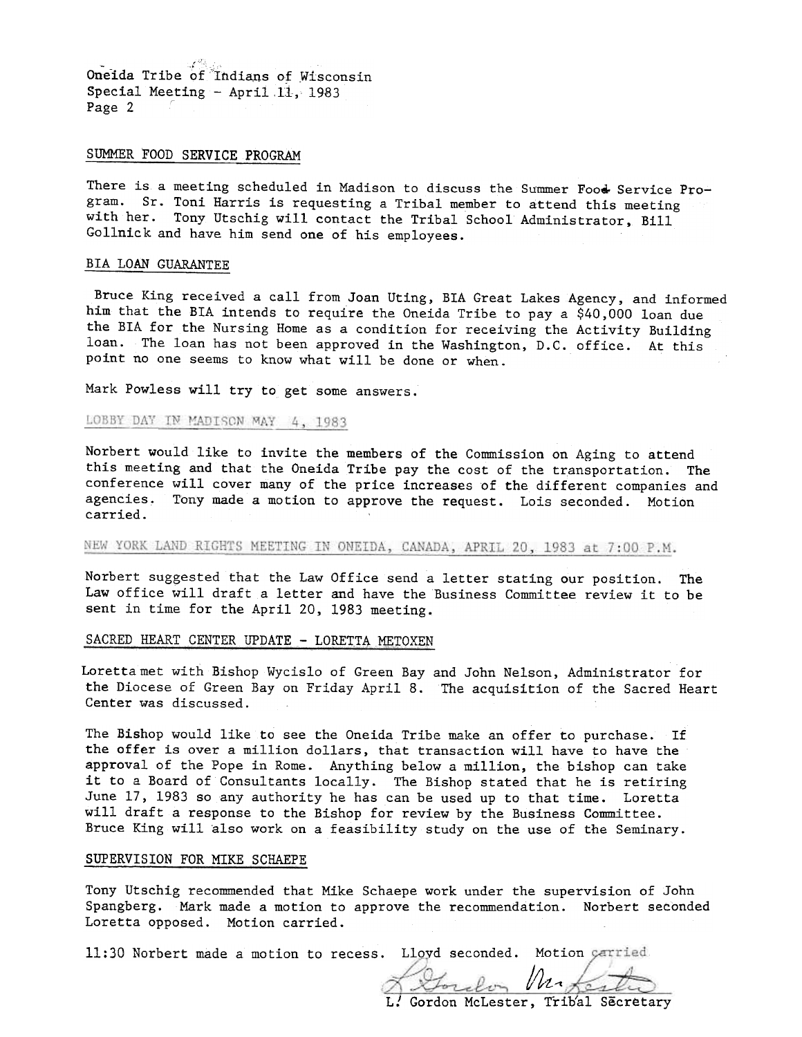Oneida Tribe of Indians of Wisconsin
Special Meeting - April 11, 1983
Page 2

## SUMMER FOOD SERVICE PROGRAM

There is a meeting scheduled in Madison to discuss the Summer Food Service Program. Sr. Toni Harris is requesting a Tribal member to attend this meeting with her. Tony Utschig will contact the Tribal School Administrator, Bill Gollnick and have him send one of his employees.

## BIA LOAN GUARANTEE

Bruce King received a call from Joan Uting, BIA Great Lakes Agency, and informed him that the BIA intends to require the Oneida Tribe to pay a $40,000 loan due the BIA for the Nursing Home as a condition for receiving the Activity Building loan. The loan has not been approved in the Washington, D.C. office. At this point no one seems to know what will be done or when.

Mark Powless will try to get some answers.

## LOBBY DAY IN MADISON MAY 4, 1983

Norbert would like to invite the members of the Commission on Aging to attend this meeting and that the Oneida Tribe pay the cost of the transportation. The conference will cover many of the price increases of the different companies and agencies. Tony made a motion to approve the request. Lois seconded. Motion carried.

## NEW YORK LAND RIGHTS MEETING IN ONEIDA, CANADA, APRIL 20, 1983 at 7:00 P.M.

Norbert suggested that the Law Office send a letter stating our position. The Law office will draft a letter and have the Business Committee review it to be sent in time for the April 20, 1983 meeting.

## SACRED HEART CENTER UPDATE - LORETTA METOXEN

Loretta met with Bishop Wycislo of Green Bay and John Nelson, Administrator for the Diocese of Green Bay on Friday April 8. The acquisition of the Sacred Heart Center was discussed.

The Bishop would like to see the Oneida Tribe make an offer to purchase. If the offer is over a million dollars, that transaction will have to have the approval of the Pope in Rome. Anything below a million, the bishop can take it to a Board of Consultants locally. The Bishop stated that he is retiring June 17, 1983 so any authority he has can be used up to that time. Loretta will draft a response to the Bishop for review by the Business Committee. Bruce King will also work on a feasibility study on the use of the Seminary.

## SUPERVISION FOR MIKE SCHAEPE

Tony Utschig recommended that Mike Schaepe work under the supervision of John Spangberg. Mark made a motion to approve the recommendation. Norbert seconded Loretta opposed. Motion carried.

11:30 Norbert made a motion to recess. Lloyd seconded. Motion carried.

L. Gordon McLester, Tribal Secretary